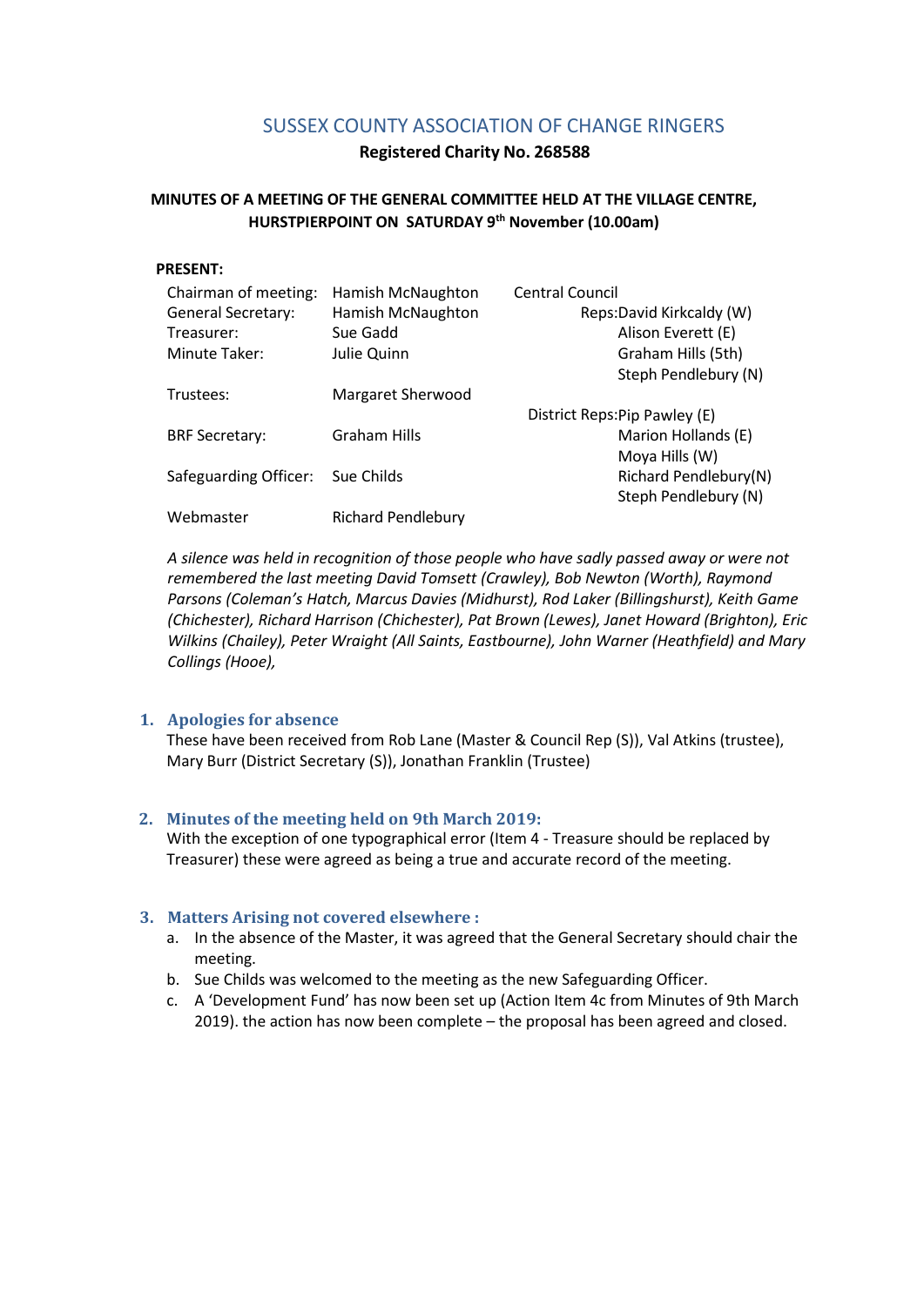# SUSSEX COUNTY ASSOCIATION OF CHANGE RINGERS

**Registered Charity No. 268588**

**MINUTES OF A MEETING OF THE GENERAL COMMITTEE HELD AT THE VILLAGE CENTRE, HURSTPIERPOINT ON SATURDAY 9th November (10.00am)**

**PRESENT:**

| | | |
|---|---|---|
| Chairman of meeting: | Hamish McNaughton | Central Council |
| General Secretary: | Hamish McNaughton | Reps: David Kirkcaldy (W) |
| Treasurer: | Sue Gadd | Alison Everett (E) |
| Minute Taker: | Julie Quinn | Graham Hills (5th) |
| | | Steph Pendlebury (N) |
| Trustees: | Margaret Sherwood | |
| | | District Reps: Pip Pawley (E) |
| BRF Secretary: | Graham Hills | Marion Hollands (E) |
| | | Moya Hills (W) |
| Safeguarding Officer: | Sue Childs | Richard Pendlebury(N) |
| | | Steph Pendlebury (N) |
| Webmaster | Richard Pendlebury | |

*A silence was held in recognition of those people who have sadly passed away or were not remembered the last meeting David Tomsett (Crawley), Bob Newton (Worth), Raymond Parsons (Coleman's Hatch, Marcus Davies (Midhurst), Rod Laker (Billingshurst), Keith Game (Chichester), Richard Harrison (Chichester), Pat Brown (Lewes), Janet Howard (Brighton), Eric Wilkins (Chailey), Peter Wraight (All Saints, Eastbourne), John Warner (Heathfield) and Mary Collings (Hooe),*

## 1. Apologies for absence

These have been received from Rob Lane (Master & Council Rep (S)), Val Atkins (trustee), Mary Burr (District Secretary (S)), Jonathan Franklin (Trustee)

## 2. Minutes of the meeting held on 9th March 2019:

With the exception of one typographical error (Item 4 - Treasure should be replaced by Treasurer) these were agreed as being a true and accurate record of the meeting.

## 3. Matters Arising not covered elsewhere :

a. In the absence of the Master, it was agreed that the General Secretary should chair the meeting.
b. Sue Childs was welcomed to the meeting as the new Safeguarding Officer.
c. A 'Development Fund' has now been set up (Action Item 4c from Minutes of 9th March 2019). the action has now been complete – the proposal has been agreed and closed.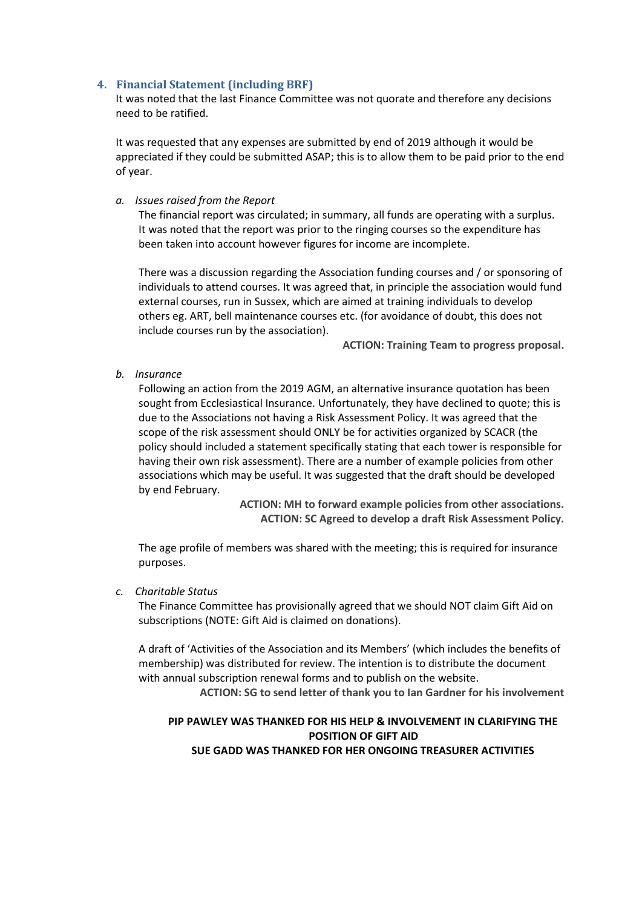## 4. Financial Statement (including BRF)

It was noted that the last Finance Committee was not quorate and therefore any decisions need to be ratified.

It was requested that any expenses are submitted by end of 2019 although it would be appreciated if they could be submitted ASAP; this is to allow them to be paid prior to the end of year.

*a. Issues raised from the Report*

The financial report was circulated; in summary, all funds are operating with a surplus. It was noted that the report was prior to the ringing courses so the expenditure has been taken into account however figures for income are incomplete.

There was a discussion regarding the Association funding courses and / or sponsoring of individuals to attend courses. It was agreed that, in principle the association would fund external courses, run in Sussex, which are aimed at training individuals to develop others eg. ART, bell maintenance courses etc. (for avoidance of doubt, this does not include courses run by the association).

**ACTION: Training Team to progress proposal.**

*b. Insurance*

Following an action from the 2019 AGM, an alternative insurance quotation has been sought from Ecclesiastical Insurance. Unfortunately, they have declined to quote; this is due to the Associations not having a Risk Assessment Policy. It was agreed that the scope of the risk assessment should ONLY be for activities organized by SCACR (the policy should included a statement specifically stating that each tower is responsible for having their own risk assessment). There are a number of example policies from other associations which may be useful. It was suggested that the draft should be developed by end February.

**ACTION: MH to forward example policies from other associations.**
**ACTION: SC Agreed to develop a draft Risk Assessment Policy.**

The age profile of members was shared with the meeting; this is required for insurance purposes.

*c. Charitable Status*

The Finance Committee has provisionally agreed that we should NOT claim Gift Aid on subscriptions (NOTE: Gift Aid is claimed on donations).

A draft of 'Activities of the Association and its Members' (which includes the benefits of membership) was distributed for review. The intention is to distribute the document with annual subscription renewal forms and to publish on the website.

**ACTION: SG to send letter of thank you to Ian Gardner for his involvement**

**PIP PAWLEY WAS THANKED FOR HIS HELP & INVOLVEMENT IN CLARIFYING THE POSITION OF GIFT AID**

**SUE GADD WAS THANKED FOR HER ONGOING TREASURER ACTIVITIES**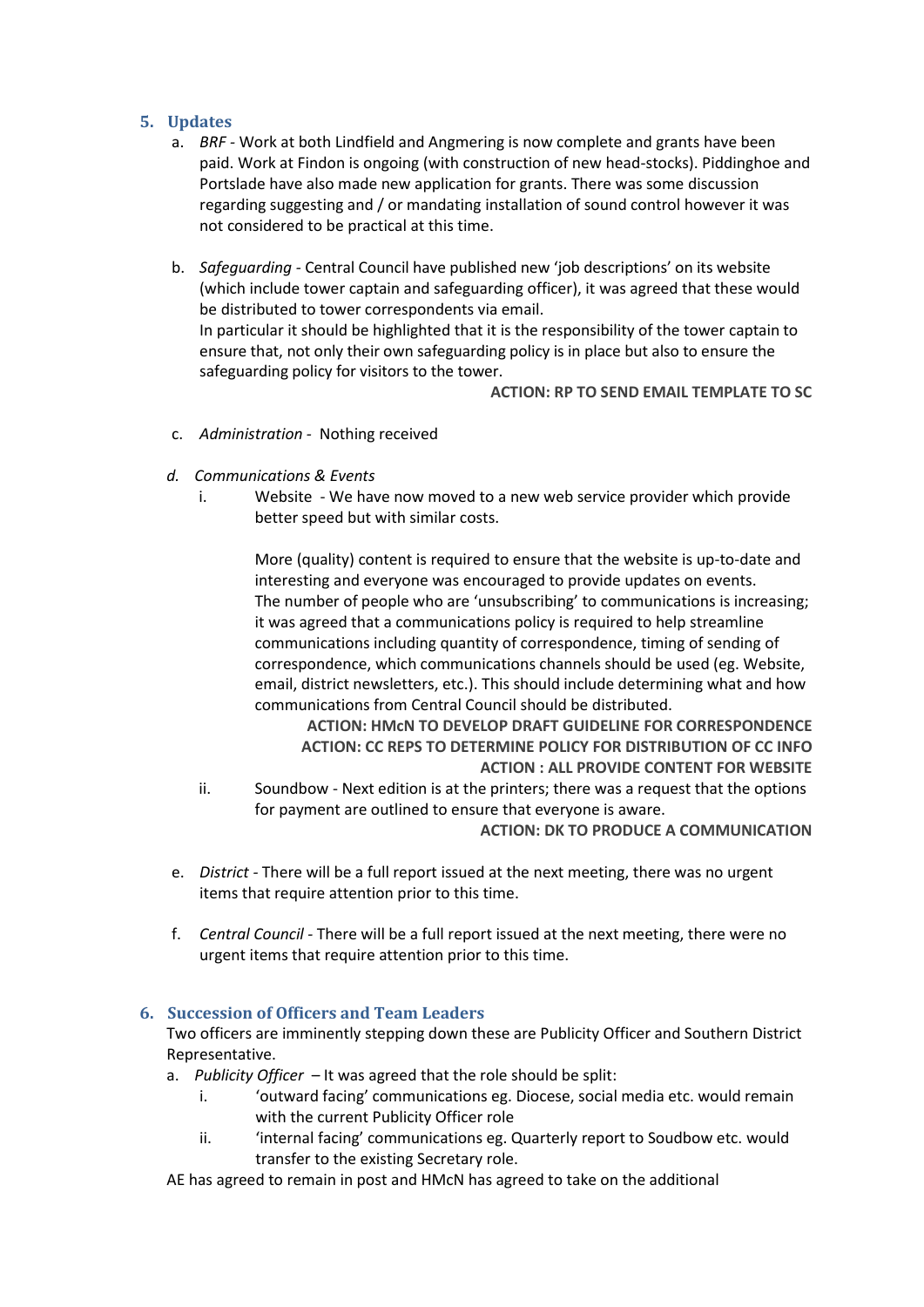## 5. Updates

a. *BRF* - Work at both Lindfield and Angmering is now complete and grants have been paid. Work at Findon is ongoing (with construction of new head-stocks). Piddinghoe and Portslade have also made new application for grants. There was some discussion regarding suggesting and / or mandating installation of sound control however it was not considered to be practical at this time.

b. *Safeguarding* - Central Council have published new 'job descriptions' on its website (which include tower captain and safeguarding officer), it was agreed that these would be distributed to tower correspondents via email.
In particular it should be highlighted that it is the responsibility of the tower captain to ensure that, not only their own safeguarding policy is in place but also to ensure the safeguarding policy for visitors to the tower.

**ACTION: RP TO SEND EMAIL TEMPLATE TO SC**

c. *Administration* - Nothing received

d. *Communications & Events*

i. Website - We have now moved to a new web service provider which provide better speed but with similar costs.

More (quality) content is required to ensure that the website is up-to-date and interesting and everyone was encouraged to provide updates on events.
The number of people who are 'unsubscribing' to communications is increasing; it was agreed that a communications policy is required to help streamline communications including quantity of correspondence, timing of sending of correspondence, which communications channels should be used (eg. Website, email, district newsletters, etc.). This should include determining what and how communications from Central Council should be distributed.

**ACTION: HMcN TO DEVELOP DRAFT GUIDELINE FOR CORRESPONDENCE**
**ACTION: CC REPS TO DETERMINE POLICY FOR DISTRIBUTION OF CC INFO**
**ACTION : ALL PROVIDE CONTENT FOR WEBSITE**

ii. Soundbow - Next edition is at the printers; there was a request that the options for payment are outlined to ensure that everyone is aware.

**ACTION: DK TO PRODUCE A COMMUNICATION**

e. *District* - There will be a full report issued at the next meeting, there was no urgent items that require attention prior to this time.

f. *Central Council* - There will be a full report issued at the next meeting, there were no urgent items that require attention prior to this time.

## 6. Succession of Officers and Team Leaders

Two officers are imminently stepping down these are Publicity Officer and Southern District Representative.

a. *Publicity Officer* – It was agreed that the role should be split:

i. 'outward facing' communications eg. Diocese, social media etc. would remain with the current Publicity Officer role

ii. 'internal facing' communications eg. Quarterly report to Soudbow etc. would transfer to the existing Secretary role.

AE has agreed to remain in post and HMcN has agreed to take on the additional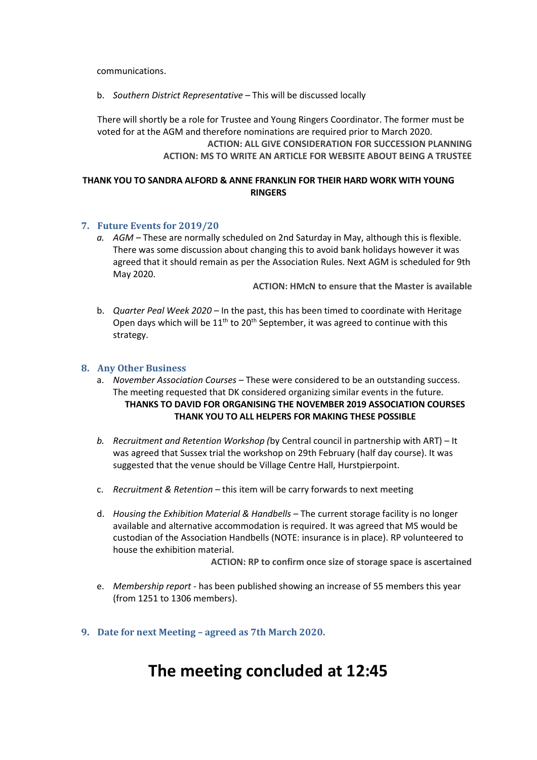communications.

b. *Southern District Representative* – This will be discussed locally

There will shortly be a role for Trustee and Young Ringers Coordinator. The former must be voted for at the AGM and therefore nominations are required prior to March 2020.

**ACTION: ALL GIVE CONSIDERATION FOR SUCCESSION PLANNING**

**ACTION: MS TO WRITE AN ARTICLE FOR WEBSITE ABOUT BEING A TRUSTEE**

**THANK YOU TO SANDRA ALFORD & ANNE FRANKLIN FOR THEIR HARD WORK WITH YOUNG RINGERS**

## 7. Future Events for 2019/20

a. *AGM* – These are normally scheduled on 2nd Saturday in May, although this is flexible. There was some discussion about changing this to avoid bank holidays however it was agreed that it should remain as per the Association Rules. Next AGM is scheduled for 9th May 2020.

**ACTION: HMcN to ensure that the Master is available**

b. *Quarter Peal Week 2020* – In the past, this has been timed to coordinate with Heritage Open days which will be 11th to 20th September, it was agreed to continue with this strategy.

## 8. Any Other Business

a. *November Association Courses* – These were considered to be an outstanding success. The meeting requested that DK considered organizing similar events in the future.

**THANKS TO DAVID FOR ORGANISING THE NOVEMBER 2019 ASSOCIATION COURSES**

**THANK YOU TO ALL HELPERS FOR MAKING THESE POSSIBLE**

b. *Recruitment and Retention Workshop (*by Central council in partnership with ART) – It was agreed that Sussex trial the workshop on 29th February (half day course). It was suggested that the venue should be Village Centre Hall, Hurstpierpoint.

c. *Recruitment & Retention* – this item will be carry forwards to next meeting

d. *Housing the Exhibition Material & Handbells* – The current storage facility is no longer available and alternative accommodation is required. It was agreed that MS would be custodian of the Association Handbells (NOTE: insurance is in place). RP volunteered to house the exhibition material.

**ACTION: RP to confirm once size of storage space is ascertained**

e. *Membership report* - has been published showing an increase of 55 members this year (from 1251 to 1306 members).

## 9. Date for next Meeting – agreed as 7th March 2020.

# The meeting concluded at 12:45